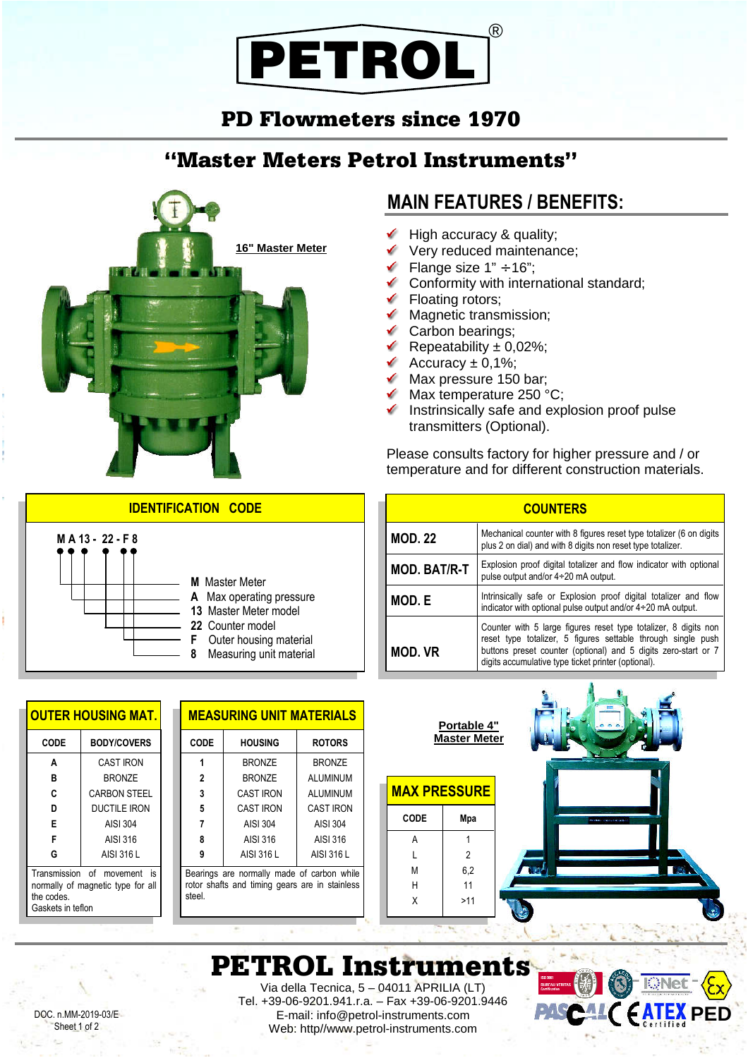# PETROL®

## PD Flowmeters since 1970

## "Master Meters Petrol Instruments"

16" Master Meter

## MAIN FEATURES / BENEFITS:

- High accuracy & quality;
- Very reduced maintenance;
- Flange size 1" ÷16";
- Conformity with international standard;
- Floating rotors;
- Magnetic transmission;
- Carbon bearings;
- Repeatability ± 0,02%;
- Accuracy ± 0,1%;
- Max pressure 150 bar;
- Max temperature 250 °C;
- Instrinsically safe and explosion proof pulse transmitters (Optional).

Please consults factory for higher pressure and / or temperature and for different construction materials.

### IDENTIFICATION CODE

**M A 13 - 22 - F 8**

- **M** Master Meter
- **A** Max operating pressure
- **13** Master Meter model
- **22** Counter model
- **F** Outer housing material
- **8** Measuring unit material

### COUNTERS

| | |
|---|---|
| **MOD. 22** | Mechanical counter with 8 figures reset type totalizer (6 on digits plus 2 on dial) and with 8 digits non reset type totalizer. |
| **MOD. BAT/R-T** | Explosion proof digital totalizer and flow indicator with optional pulse output and/or 4÷20 mA output. |
| **MOD. E** | Intrinsically safe or Explosion proof digital totalizer and flow indicator with optional pulse output and/or 4÷20 mA output. |
| **MOD. VR** | Counter with 5 large figures reset type totalizer, 8 digits non reset type totalizer, 5 figures settable through single push buttons preset counter (optional) and 5 digits zero-start or 7 digits accumulative type ticket printer (optional). |

### OUTER HOUSING MAT.

| CODE | BODY/COVERS |
|---|---|
| A | CAST IRON |
| B | BRONZE |
| C | CARBON STEEL |
| D | DUCTILE IRON |
| E | AISI 304 |
| F | AISI 316 |
| G | AISI 316 L |

Transmission of movement is normally of magnetic type for all the codes.
Gaskets in teflon

### MEASURING UNIT MATERIALS

| CODE | HOUSING | ROTORS |
|---|---|---|
| 1 | BRONZE | BRONZE |
| 2 | BRONZE | ALUMINUM |
| 3 | CAST IRON | ALUMINUM |
| 5 | CAST IRON | CAST IRON |
| 7 | AISI 304 | AISI 304 |
| 8 | AISI 316 | AISI 316 |
| 9 | AISI 316 L | AISI 316 L |

Bearings are normally made of carbon while rotor shafts and timing gears are in stainless steel.

Portable 4" Master Meter

### MAX PRESSURE

| CODE | Mpa |
|---|---|
| A | 1 |
| L | 2 |
| M | 6,2 |
| H | 11 |
| X | >11 |

# PETROL Instruments

Via della Tecnica, 5 – 04011 APRILIA (LT)
Tel. +39-06-9201.941.r.a. – Fax +39-06-9201.9446
E-mail: info@petrol-instruments.com
Web: http//www.petrol-instruments.com

DOC. n.MM-2019-03/E
Sheet 1 of 2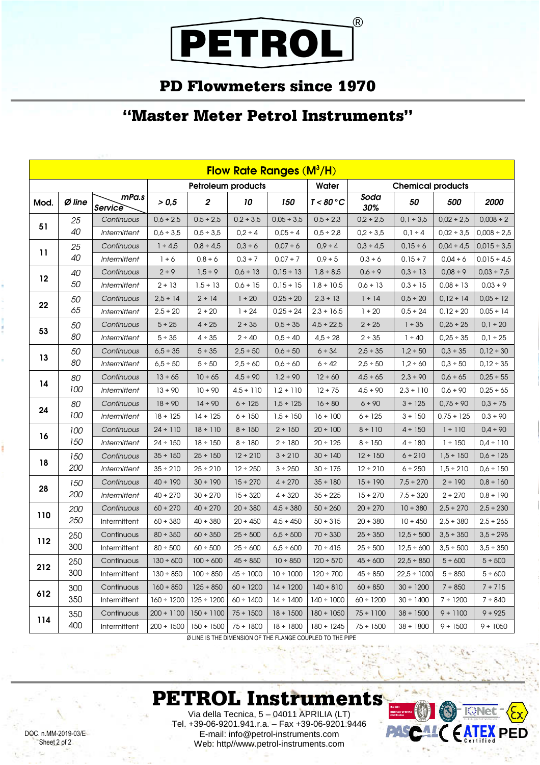# PETROL®

## PD Flowmeters since 1970

## "Master Meter Petrol Instruments"

| Flow Rate Ranges ($M^3$/H) | | | | | | | | | | | |
|---|---|---|---|---|---|---|---|---|---|---|---|
| | | | Petroleum products | | | | Water | Chemical products | | | |
| Mod. | Ø line | mPa.s / Service | > 0,5 | 2 | 10 | 150 | T < 80 °C | Soda 30% | 50 | 500 | 2000 |
| 51 | 25 | Continuous | 0,6 ÷ 2,5 | 0,5 ÷ 2,5 | 0,2 ÷ 3,5 | 0,05 ÷ 3,5 | 0,5 ÷ 2,3 | 0,2 ÷ 2,5 | 0,1 ÷ 3,5 | 0,02 ÷ 2,5 | 0,008 ÷ 2 |
| | 40 | Intermittent | 0,6 ÷ 3,5 | 0,5 ÷ 3,5 | 0,2 ÷ 4 | 0,05 ÷ 4 | 0,5 ÷ 2,8 | 0,2 ÷ 3,5 | 0,1 ÷ 4 | 0,02 ÷ 3,5 | 0,008 ÷ 2,5 |
| 11 | 25 | Continuous | 1 ÷ 4,5 | 0,8 ÷ 4,5 | 0,3 ÷ 6 | 0,07 ÷ 6 | 0,9 ÷ 4 | 0,3 ÷ 4,5 | 0,15 ÷ 6 | 0,04 ÷ 4,5 | 0,015 ÷ 3,5 |
| | 40 | Intermittent | 1 ÷ 6 | 0,8 ÷ 6 | 0,3 ÷ 7 | 0,07 ÷ 7 | 0,9 ÷ 5 | 0,3 ÷ 6 | 0,15 ÷ 7 | 0,04 ÷ 6 | 0,015 ÷ 4,5 |
| 12 | 40 | Continuous | 2 ÷ 9 | 1,5 ÷ 9 | 0,6 ÷ 13 | 0,15 ÷ 13 | 1,8 ÷ 8,5 | 0,6 ÷ 9 | 0,3 ÷ 13 | 0,08 ÷ 9 | 0,03 ÷ 7,5 |
| | 50 | Intermittent | 2 ÷ 13 | 1,5 ÷ 13 | 0,6 ÷ 15 | 0,15 ÷ 15 | 1,8 ÷ 10,5 | 0,6 ÷ 13 | 0,3 ÷ 15 | 0,08 ÷ 13 | 0,03 ÷ 9 |
| 22 | 50 | Continuous | 2,5 ÷ 14 | 2 ÷ 14 | 1 ÷ 20 | 0,25 ÷ 20 | 2,3 ÷ 13 | 1 ÷ 14 | 0,5 ÷ 20 | 0,12 ÷ 14 | 0,05 ÷ 12 |
| | 65 | Intermittent | 2,5 ÷ 20 | 2 ÷ 20 | 1 ÷ 24 | 0,25 ÷ 24 | 2,3 ÷ 16,5 | 1 ÷ 20 | 0,5 ÷ 24 | 0,12 ÷ 20 | 0,05 ÷ 14 |
| 53 | 50 | Continuous | 5 ÷ 25 | 4 ÷ 25 | 2 ÷ 35 | 0,5 ÷ 35 | 4,5 ÷ 22,5 | 2 ÷ 25 | 1 ÷ 35 | 0,25 ÷ 25 | 0,1 ÷ 20 |
| | 80 | Intermittent | 5 ÷ 35 | 4 ÷ 35 | 2 ÷ 40 | 0,5 ÷ 40 | 4,5 ÷ 28 | 2 ÷ 35 | 1 ÷ 40 | 0,25 ÷ 35 | 0,1 ÷ 25 |
| 13 | 50 | Continuous | 6,5 ÷ 35 | 5 ÷ 35 | 2,5 ÷ 50 | 0,6 ÷ 50 | 6 ÷ 34 | 2,5 ÷ 35 | 1,2 ÷ 50 | 0,3 ÷ 35 | 0,12 ÷ 30 |
| | 80 | Intermittent | 6,5 ÷ 50 | 5 ÷ 50 | 2,5 ÷ 60 | 0,6 ÷ 60 | 6 ÷ 42 | 2,5 ÷ 50 | 1,2 ÷ 60 | 0,3 ÷ 50 | 0,12 ÷ 35 |
| 14 | 80 | Continuous | 13 ÷ 65 | 10 ÷ 65 | 4,5 ÷ 90 | 1,2 ÷ 90 | 12 ÷ 60 | 4,5 ÷ 65 | 2,3 ÷ 90 | 0,6 ÷ 65 | 0,25 ÷ 55 |
| | 100 | Intermittent | 13 ÷ 90 | 10 ÷ 90 | 4,5 ÷ 110 | 1,2 ÷ 110 | 12 ÷ 75 | 4,5 ÷ 90 | 2,3 ÷ 110 | 0,6 ÷ 90 | 0,25 ÷ 65 |
| 24 | 80 | Continuous | 18 ÷ 90 | 14 ÷ 90 | 6 ÷ 125 | 1,5 ÷ 125 | 16 ÷ 80 | 6 ÷ 90 | 3 ÷ 125 | 0,75 ÷ 90 | 0,3 ÷ 75 |
| | 100 | Intermittent | 18 ÷ 125 | 14 ÷ 125 | 6 ÷ 150 | 1,5 ÷ 150 | 16 ÷ 100 | 6 ÷ 125 | 3 ÷ 150 | 0,75 ÷ 125 | 0,3 ÷ 90 |
| 16 | 100 | Continuous | 24 ÷ 110 | 18 ÷ 110 | 8 ÷ 150 | 2 ÷ 150 | 20 ÷ 100 | 8 ÷ 110 | 4 ÷ 150 | 1 ÷ 110 | 0,4 ÷ 90 |
| | 150 | Intermittent | 24 ÷ 150 | 18 ÷ 150 | 8 ÷ 180 | 2 ÷ 180 | 20 ÷ 125 | 8 ÷ 150 | 4 ÷ 180 | 1 ÷ 150 | 0,4 ÷ 110 |
| 18 | 150 | Continuous | 35 ÷ 150 | 25 ÷ 150 | 12 ÷ 210 | 3 ÷ 210 | 30 ÷ 140 | 12 ÷ 150 | 6 ÷ 210 | 1,5 ÷ 150 | 0,6 ÷ 125 |
| | 200 | Intermittent | 35 ÷ 210 | 25 ÷ 210 | 12 ÷ 250 | 3 ÷ 250 | 30 ÷ 175 | 12 ÷ 210 | 6 ÷ 250 | 1,5 ÷ 210 | 0,6 ÷ 150 |
| 28 | 150 | Continuous | 40 ÷ 190 | 30 ÷ 190 | 15 ÷ 270 | 4 ÷ 270 | 35 ÷ 180 | 15 ÷ 190 | 7,5 ÷ 270 | 2 ÷ 190 | 0,8 ÷ 160 |
| | 200 | Intermittent | 40 ÷ 270 | 30 ÷ 270 | 15 ÷ 320 | 4 ÷ 320 | 35 ÷ 225 | 15 ÷ 270 | 7,5 ÷ 320 | 2 ÷ 270 | 0,8 ÷ 190 |
| 110 | 200 | Continuous | 60 ÷ 270 | 40 ÷ 270 | 20 ÷ 380 | 4,5 ÷ 380 | 50 ÷ 260 | 20 ÷ 270 | 10 ÷ 380 | 2,5 ÷ 270 | 2,5 ÷ 230 |
| | 250 | Intermittent | 60 ÷ 380 | 40 ÷ 380 | 20 ÷ 450 | 4,5 ÷ 450 | 50 ÷ 315 | 20 ÷ 380 | 10 ÷ 450 | 2,5 ÷ 380 | 2,5 ÷ 265 |
| 112 | 250 | Continuous | 80 ÷ 350 | 60 ÷ 350 | 25 ÷ 500 | 6,5 ÷ 500 | 70 ÷ 330 | 25 ÷ 350 | 12,5 ÷ 500 | 3,5 ÷ 350 | 3,5 ÷ 295 |
| | 300 | Intermittent | 80 ÷ 500 | 60 ÷ 500 | 25 ÷ 600 | 6,5 ÷ 600 | 70 ÷ 415 | 25 ÷ 500 | 12,5 ÷ 600 | 3,5 ÷ 500 | 3,5 ÷ 350 |
| 212 | 250 | Continuous | 130 ÷ 600 | 100 ÷ 600 | 45 ÷ 850 | 10 ÷ 850 | 120 ÷ 570 | 45 ÷ 600 | 22,5 ÷ 850 | 5 ÷ 600 | 5 ÷ 500 |
| | 300 | Intermittent | 130 ÷ 850 | 100 ÷ 850 | 45 ÷ 1000 | 10 ÷ 1000 | 120 ÷ 700 | 45 ÷ 850 | 22,5 ÷ 1000 | 5 ÷ 850 | 5 ÷ 600 |
| 612 | 300 | Continuous | 160 ÷ 850 | 125 ÷ 850 | 60 ÷ 1200 | 14 ÷ 1200 | 140 ÷ 810 | 60 ÷ 850 | 30 ÷ 1200 | 7 ÷ 850 | 7 ÷ 715 |
| | 350 | Intermittent | 160 ÷ 1200 | 125 ÷ 1200 | 60 ÷ 1400 | 14 ÷ 1400 | 140 ÷ 1000 | 60 ÷ 1200 | 30 ÷ 1400 | 7 ÷ 1200 | 7 ÷ 840 |
| 114 | 350 | Continuous | 200 ÷ 1100 | 150 ÷ 1100 | 75 ÷ 1500 | 18 ÷ 1500 | 180 ÷ 1050 | 75 ÷ 1100 | 38 ÷ 1500 | 9 ÷ 1100 | 9 ÷ 925 |
| | 400 | Intermittent | 200 ÷ 1500 | 150 ÷ 1500 | 75 ÷ 1800 | 18 ÷ 1800 | 180 ÷ 1245 | 75 ÷ 1500 | 38 ÷ 1800 | 9 ÷ 1500 | 9 ÷ 1050 |

Ø LINE IS THE DIMENSION OF THE FLANGE COUPLED TO THE PIPE

## PETROL Instruments

Via della Tecnica, 5 – 04011 APRILIA (LT)
Tel. +39-06-9201.941.r.a. – Fax +39-06-9201.9446
E-mail: info@petrol-instruments.com
Web: http//www.petrol-instruments.com

DOC. n.MM-2019-03/E
Sheet 2 of 2